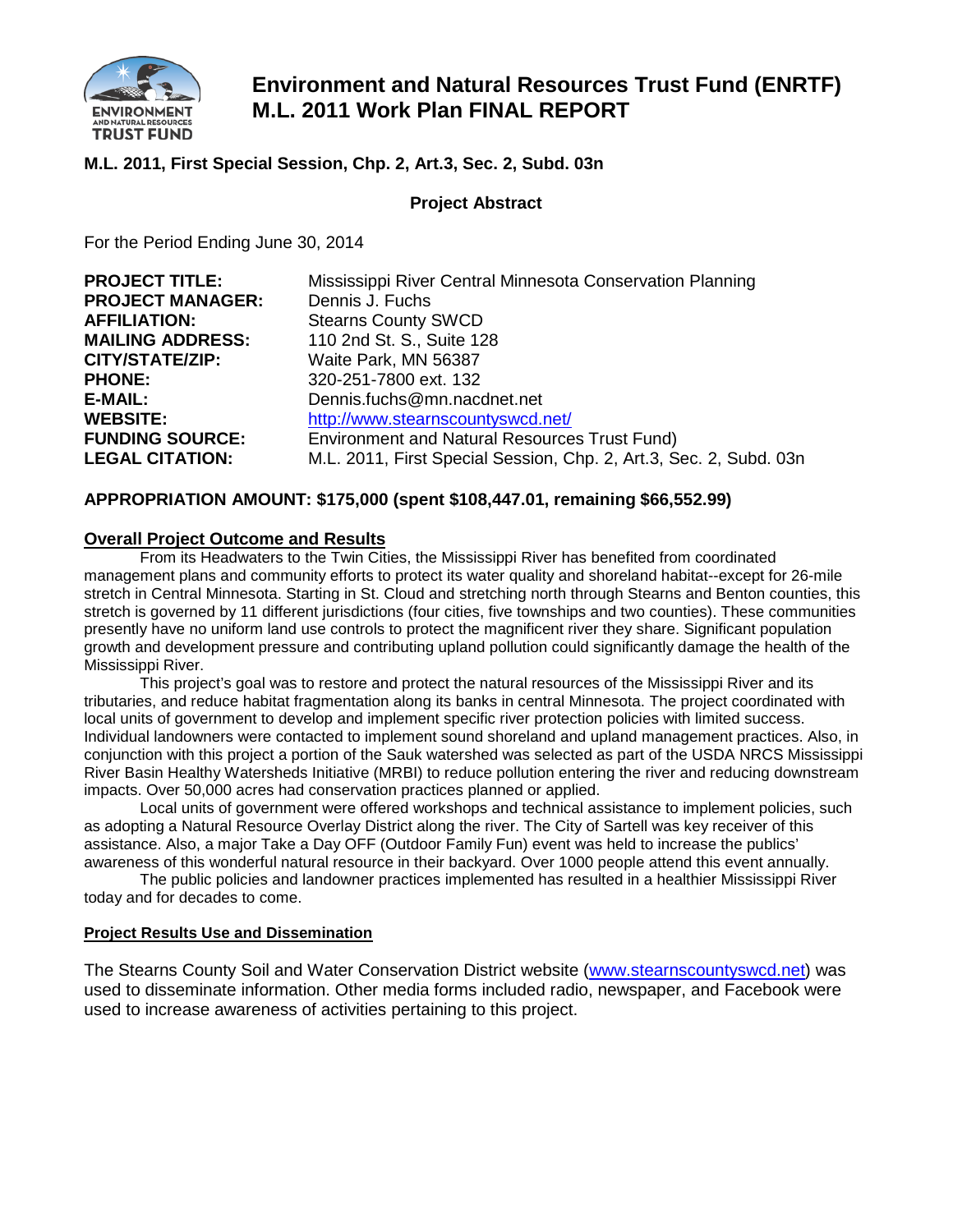# Environment and Natural Resources Trust Fund (ENRTF) M.L. 2011 Work Plan FINAL REPORT

**M.L. 2011, First Special Session, Chp. 2, Art.3, Sec. 2, Subd. 03n**

**Project Abstract**

For the Period Ending June 30, 2014

| | |
|---|---|
| **PROJECT TITLE:** | Mississippi River Central Minnesota Conservation Planning |
| **PROJECT MANAGER:** | Dennis J. Fuchs |
| **AFFILIATION:** | Stearns County SWCD |
| **MAILING ADDRESS:** | 110 2nd St. S., Suite 128 |
| **CITY/STATE/ZIP:** | Waite Park, MN 56387 |
| **PHONE:** | 320-251-7800 ext. 132 |
| **E-MAIL:** | Dennis.fuchs@mn.nacdnet.net |
| **WEBSITE:** | http://www.stearnscountyswcd.net/ |
| **FUNDING SOURCE:** | Environment and Natural Resources Trust Fund) |
| **LEGAL CITATION:** | M.L. 2011, First Special Session, Chp. 2, Art.3, Sec. 2, Subd. 03n |

**APPROPRIATION AMOUNT: $175,000 (spent $108,447.01, remaining $66,552.99)**

## Overall Project Outcome and Results

From its Headwaters to the Twin Cities, the Mississippi River has benefited from coordinated management plans and community efforts to protect its water quality and shoreland habitat--except for 26-mile stretch in Central Minnesota. Starting in St. Cloud and stretching north through Stearns and Benton counties, this stretch is governed by 11 different jurisdictions (four cities, five townships and two counties). These communities presently have no uniform land use controls to protect the magnificent river they share. Significant population growth and development pressure and contributing upland pollution could significantly damage the health of the Mississippi River.

This project's goal was to restore and protect the natural resources of the Mississippi River and its tributaries, and reduce habitat fragmentation along its banks in central Minnesota. The project coordinated with local units of government to develop and implement specific river protection policies with limited success. Individual landowners were contacted to implement sound shoreland and upland management practices. Also, in conjunction with this project a portion of the Sauk watershed was selected as part of the USDA NRCS Mississippi River Basin Healthy Watersheds Initiative (MRBI) to reduce pollution entering the river and reducing downstream impacts. Over 50,000 acres had conservation practices planned or applied.

Local units of government were offered workshops and technical assistance to implement policies, such as adopting a Natural Resource Overlay District along the river. The City of Sartell was key receiver of this assistance. Also, a major Take a Day OFF (Outdoor Family Fun) event was held to increase the publics' awareness of this wonderful natural resource in their backyard. Over 1000 people attend this event annually.

The public policies and landowner practices implemented has resulted in a healthier Mississippi River today and for decades to come.

### Project Results Use and Dissemination

The Stearns County Soil and Water Conservation District website (www.stearnscountyswcd.net) was used to disseminate information. Other media forms included radio, newspaper, and Facebook were used to increase awareness of activities pertaining to this project.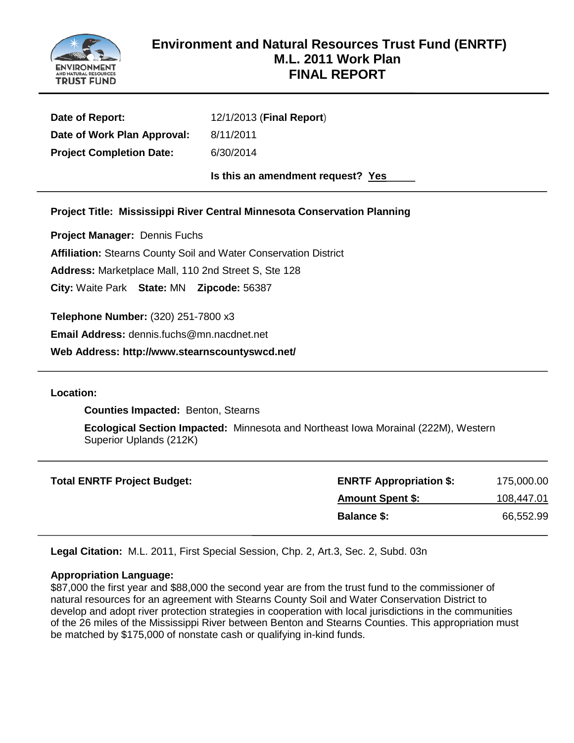# Environment and Natural Resources Trust Fund (ENRTF)
# M.L. 2011 Work Plan
# FINAL REPORT

| | |
|---|---|
| **Date of Report:** | 12/1/2013 (**Final Report**) |
| **Date of Work Plan Approval:** | 8/11/2011 |
| **Project Completion Date:** | 6/30/2014 |

**Is this an amendment request?** Yes

**Project Title: Mississippi River Central Minnesota Conservation Planning**

**Project Manager:** Dennis Fuchs

**Affiliation:** Stearns County Soil and Water Conservation District

**Address:** Marketplace Mall, 110 2nd Street S, Ste 128

**City:** Waite Park **State:** MN **Zipcode:** 56387

**Telephone Number:** (320) 251-7800 x3

**Email Address:** dennis.fuchs@mn.nacdnet.net

**Web Address: http://www.stearnscountyswcd.net/**

**Location:**

**Counties Impacted:** Benton, Stearns

**Ecological Section Impacted:** Minnesota and Northeast Iowa Morainal (222M), Western Superior Uplands (212K)

| **Total ENRTF Project Budget:** | | |
|---|---|---|
| | **ENRTF Appropriation $:** | 175,000.00 |
| | **Amount Spent $:** | 108,447.01 |
| | **Balance $:** | 66,552.99 |

**Legal Citation:** M.L. 2011, First Special Session, Chp. 2, Art.3, Sec. 2, Subd. 03n

**Appropriation Language:**
$87,000 the first year and $88,000 the second year are from the trust fund to the commissioner of natural resources for an agreement with Stearns County Soil and Water Conservation District to develop and adopt river protection strategies in cooperation with local jurisdictions in the communities of the 26 miles of the Mississippi River between Benton and Stearns Counties. This appropriation must be matched by $175,000 of nonstate cash or qualifying in-kind funds.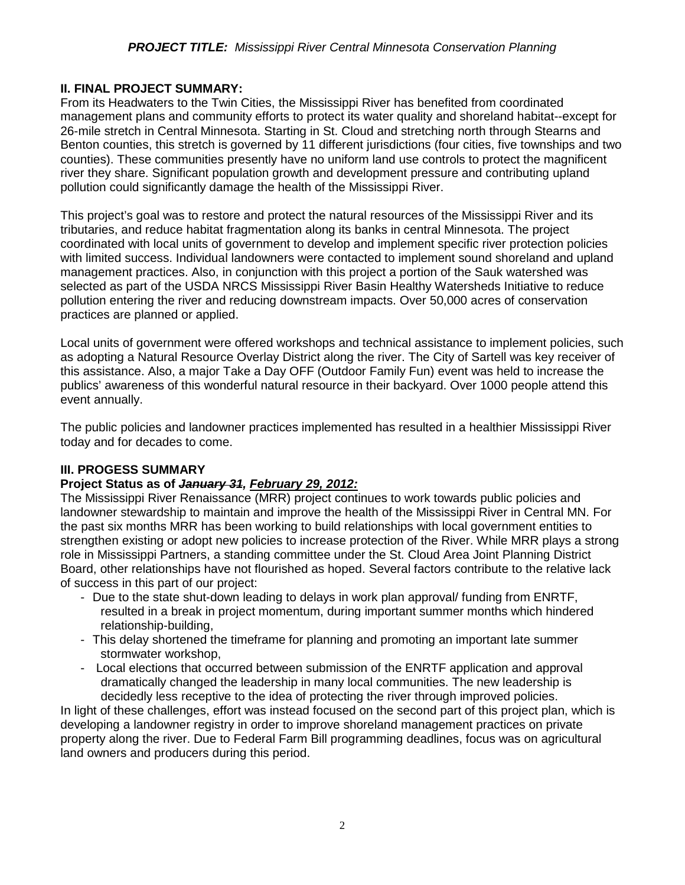## II. FINAL PROJECT SUMMARY:

From its Headwaters to the Twin Cities, the Mississippi River has benefited from coordinated management plans and community efforts to protect its water quality and shoreland habitat--except for 26-mile stretch in Central Minnesota. Starting in St. Cloud and stretching north through Stearns and Benton counties, this stretch is governed by 11 different jurisdictions (four cities, five townships and two counties). These communities presently have no uniform land use controls to protect the magnificent river they share. Significant population growth and development pressure and contributing upland pollution could significantly damage the health of the Mississippi River.

This project's goal was to restore and protect the natural resources of the Mississippi River and its tributaries, and reduce habitat fragmentation along its banks in central Minnesota. The project coordinated with local units of government to develop and implement specific river protection policies with limited success. Individual landowners were contacted to implement sound shoreland and upland management practices. Also, in conjunction with this project a portion of the Sauk watershed was selected as part of the USDA NRCS Mississippi River Basin Healthy Watersheds Initiative to reduce pollution entering the river and reducing downstream impacts. Over 50,000 acres of conservation practices are planned or applied.

Local units of government were offered workshops and technical assistance to implement policies, such as adopting a Natural Resource Overlay District along the river. The City of Sartell was key receiver of this assistance. Also, a major Take a Day OFF (Outdoor Family Fun) event was held to increase the publics' awareness of this wonderful natural resource in their backyard. Over 1000 people attend this event annually.

The public policies and landowner practices implemented has resulted in a healthier Mississippi River today and for decades to come.

## III. PROGESS SUMMARY

**Project Status as of ~~*January 31,*~~ *February 29, 2012:***

The Mississippi River Renaissance (MRR) project continues to work towards public policies and landowner stewardship to maintain and improve the health of the Mississippi River in Central MN. For the past six months MRR has been working to build relationships with local government entities to strengthen existing or adopt new policies to increase protection of the River. While MRR plays a strong role in Mississippi Partners, a standing committee under the St. Cloud Area Joint Planning District Board, other relationships have not flourished as hoped. Several factors contribute to the relative lack of success in this part of our project:

- Due to the state shut-down leading to delays in work plan approval/ funding from ENRTF, resulted in a break in project momentum, during important summer months which hindered relationship-building,
- This delay shortened the timeframe for planning and promoting an important late summer stormwater workshop,
- Local elections that occurred between submission of the ENRTF application and approval dramatically changed the leadership in many local communities. The new leadership is decidedly less receptive to the idea of protecting the river through improved policies.

In light of these challenges, effort was instead focused on the second part of this project plan, which is developing a landowner registry in order to improve shoreland management practices on private property along the river. Due to Federal Farm Bill programming deadlines, focus was on agricultural land owners and producers during this period.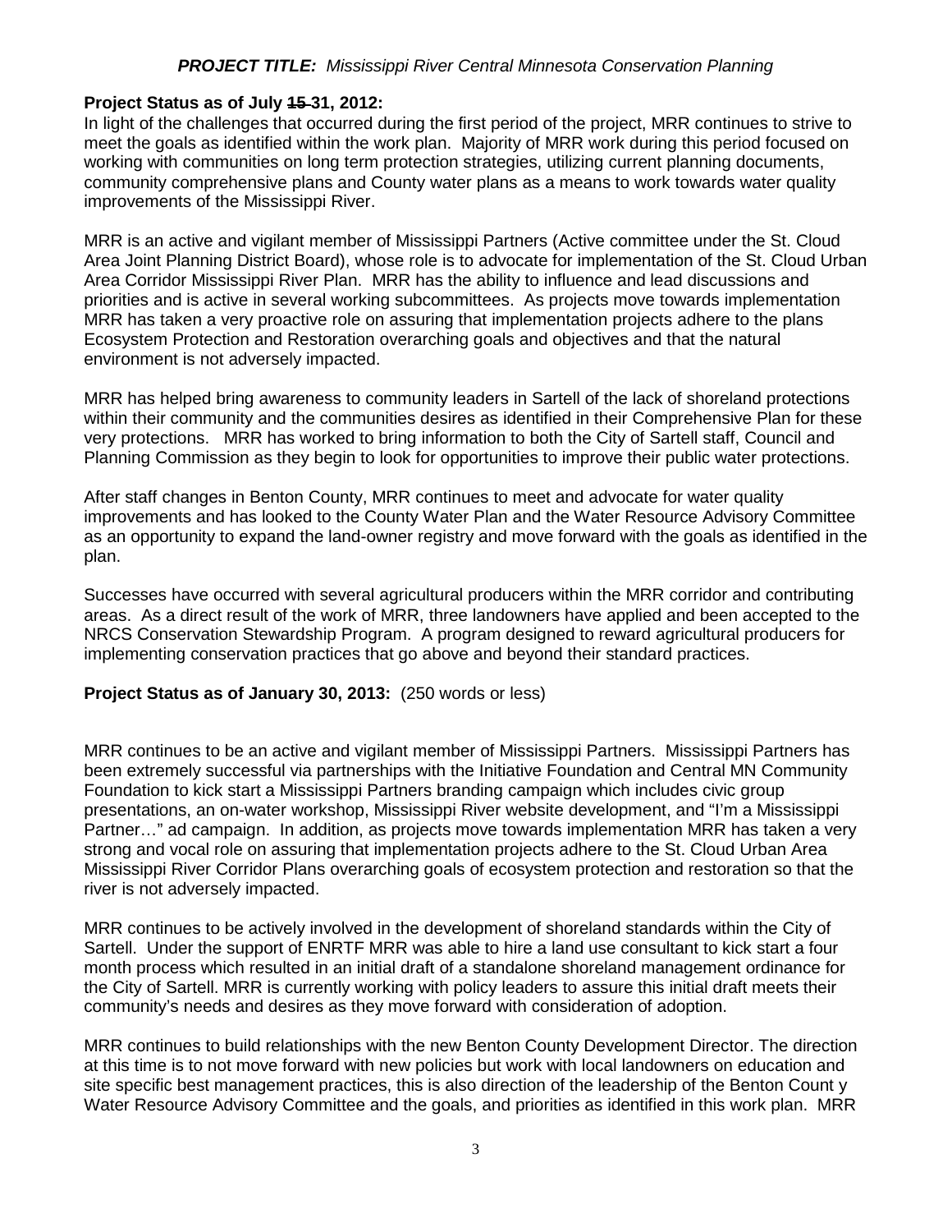***PROJECT TITLE:** Mississippi River Central Minnesota Conservation Planning*

**Project Status as of July ~~15~~ 31, 2012:**

In light of the challenges that occurred during the first period of the project, MRR continues to strive to meet the goals as identified within the work plan. Majority of MRR work during this period focused on working with communities on long term protection strategies, utilizing current planning documents, community comprehensive plans and County water plans as a means to work towards water quality improvements of the Mississippi River.

MRR is an active and vigilant member of Mississippi Partners (Active committee under the St. Cloud Area Joint Planning District Board), whose role is to advocate for implementation of the St. Cloud Urban Area Corridor Mississippi River Plan. MRR has the ability to influence and lead discussions and priorities and is active in several working subcommittees. As projects move towards implementation MRR has taken a very proactive role on assuring that implementation projects adhere to the plans Ecosystem Protection and Restoration overarching goals and objectives and that the natural environment is not adversely impacted.

MRR has helped bring awareness to community leaders in Sartell of the lack of shoreland protections within their community and the communities desires as identified in their Comprehensive Plan for these very protections. MRR has worked to bring information to both the City of Sartell staff, Council and Planning Commission as they begin to look for opportunities to improve their public water protections.

After staff changes in Benton County, MRR continues to meet and advocate for water quality improvements and has looked to the County Water Plan and the Water Resource Advisory Committee as an opportunity to expand the land-owner registry and move forward with the goals as identified in the plan.

Successes have occurred with several agricultural producers within the MRR corridor and contributing areas. As a direct result of the work of MRR, three landowners have applied and been accepted to the NRCS Conservation Stewardship Program. A program designed to reward agricultural producers for implementing conservation practices that go above and beyond their standard practices.

**Project Status as of January 30, 2013:** (250 words or less)

MRR continues to be an active and vigilant member of Mississippi Partners. Mississippi Partners has been extremely successful via partnerships with the Initiative Foundation and Central MN Community Foundation to kick start a Mississippi Partners branding campaign which includes civic group presentations, an on-water workshop, Mississippi River website development, and "I'm a Mississippi Partner…" ad campaign. In addition, as projects move towards implementation MRR has taken a very strong and vocal role on assuring that implementation projects adhere to the St. Cloud Urban Area Mississippi River Corridor Plans overarching goals of ecosystem protection and restoration so that the river is not adversely impacted.

MRR continues to be actively involved in the development of shoreland standards within the City of Sartell. Under the support of ENRTF MRR was able to hire a land use consultant to kick start a four month process which resulted in an initial draft of a standalone shoreland management ordinance for the City of Sartell. MRR is currently working with policy leaders to assure this initial draft meets their community's needs and desires as they move forward with consideration of adoption.

MRR continues to build relationships with the new Benton County Development Director. The direction at this time is to not move forward with new policies but work with local landowners on education and site specific best management practices, this is also direction of the leadership of the Benton Count y Water Resource Advisory Committee and the goals, and priorities as identified in this work plan. MRR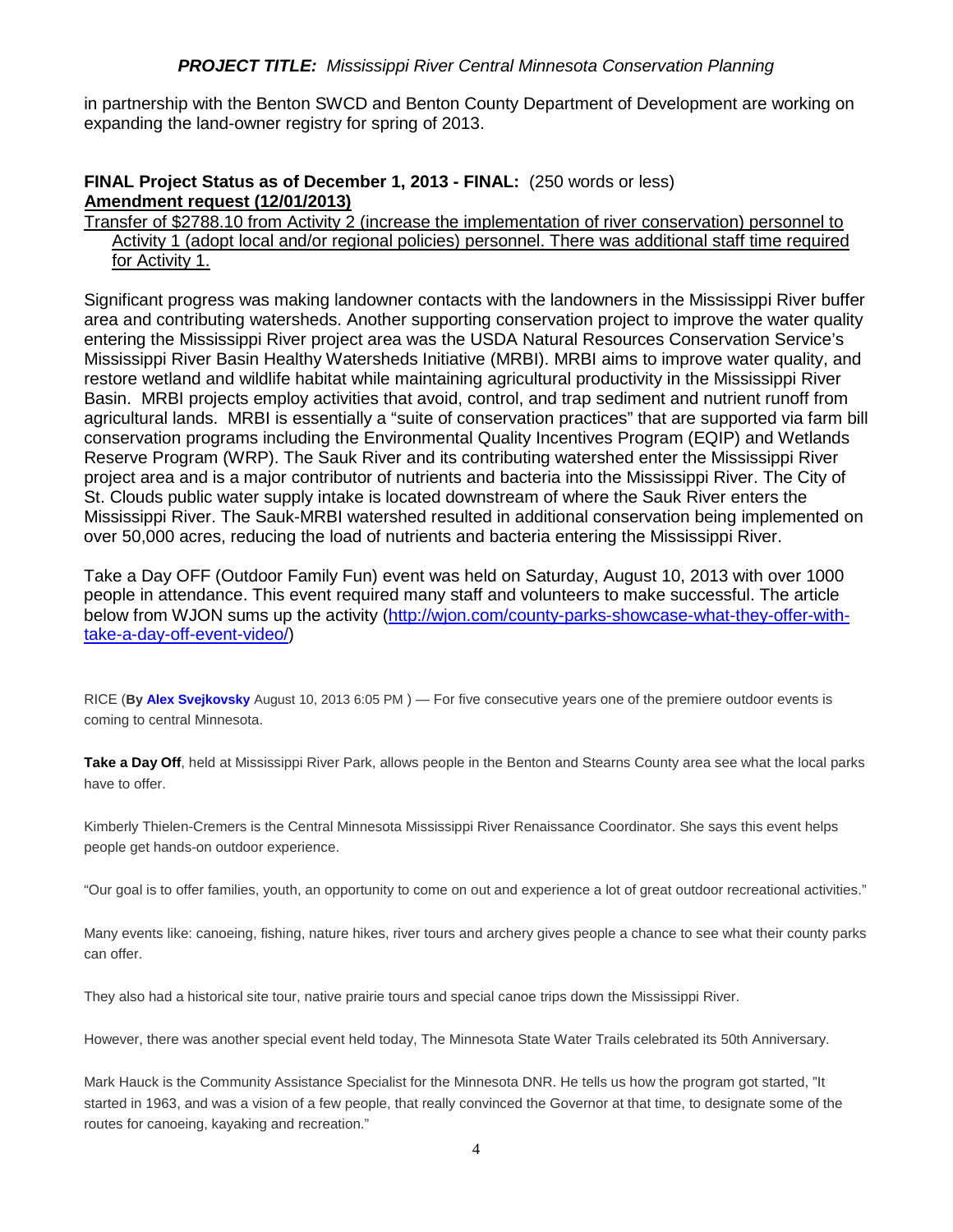in partnership with the Benton SWCD and Benton County Department of Development are working on expanding the land-owner registry for spring of 2013.

**FINAL Project Status as of December 1, 2013 - FINAL:** (250 words or less)
**Amendment request (12/01/2013)**

Transfer of $2788.10 from Activity 2 (increase the implementation of river conservation) personnel to Activity 1 (adopt local and/or regional policies) personnel. There was additional staff time required for Activity 1.

Significant progress was making landowner contacts with the landowners in the Mississippi River buffer area and contributing watersheds. Another supporting conservation project to improve the water quality entering the Mississippi River project area was the USDA Natural Resources Conservation Service's Mississippi River Basin Healthy Watersheds Initiative (MRBI). MRBI aims to improve water quality, and restore wetland and wildlife habitat while maintaining agricultural productivity in the Mississippi River Basin. MRBI projects employ activities that avoid, control, and trap sediment and nutrient runoff from agricultural lands. MRBI is essentially a "suite of conservation practices" that are supported via farm bill conservation programs including the Environmental Quality Incentives Program (EQIP) and Wetlands Reserve Program (WRP). The Sauk River and its contributing watershed enter the Mississippi River project area and is a major contributor of nutrients and bacteria into the Mississippi River. The City of St. Clouds public water supply intake is located downstream of where the Sauk River enters the Mississippi River. The Sauk-MRBI watershed resulted in additional conservation being implemented on over 50,000 acres, reducing the load of nutrients and bacteria entering the Mississippi River.

Take a Day OFF (Outdoor Family Fun) event was held on Saturday, August 10, 2013 with over 1000 people in attendance. This event required many staff and volunteers to make successful. The article below from WJON sums up the activity (http://wjon.com/county-parks-showcase-what-they-offer-with-take-a-day-off-event-video/)

RICE (**By Alex Svejkovsky** August 10, 2013 6:05 PM ) — For five consecutive years one of the premiere outdoor events is coming to central Minnesota.

**Take a Day Off**, held at Mississippi River Park, allows people in the Benton and Stearns County area see what the local parks have to offer.

Kimberly Thielen-Cremers is the Central Minnesota Mississippi River Renaissance Coordinator. She says this event helps people get hands-on outdoor experience.

"Our goal is to offer families, youth, an opportunity to come on out and experience a lot of great outdoor recreational activities."

Many events like: canoeing, fishing, nature hikes, river tours and archery gives people a chance to see what their county parks can offer.

They also had a historical site tour, native prairie tours and special canoe trips down the Mississippi River.

However, there was another special event held today, The Minnesota State Water Trails celebrated its 50th Anniversary.

Mark Hauck is the Community Assistance Specialist for the Minnesota DNR. He tells us how the program got started, "It started in 1963, and was a vision of a few people, that really convinced the Governor at that time, to designate some of the routes for canoeing, kayaking and recreation."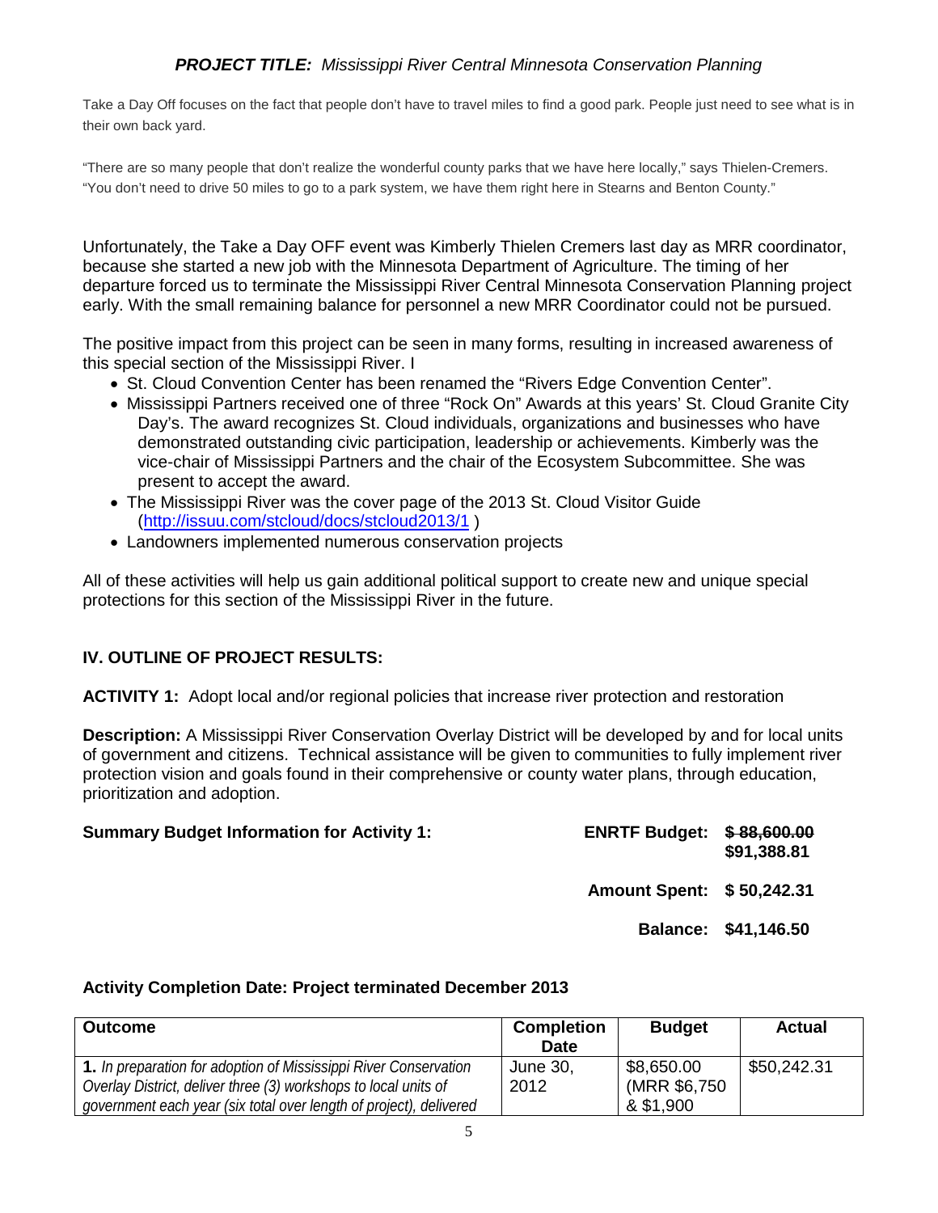*PROJECT TITLE: Mississippi River Central Minnesota Conservation Planning*

Take a Day Off focuses on the fact that people don't have to travel miles to find a good park. People just need to see what is in their own back yard.

"There are so many people that don't realize the wonderful county parks that we have here locally," says Thielen-Cremers. "You don't need to drive 50 miles to go to a park system, we have them right here in Stearns and Benton County."

Unfortunately, the Take a Day OFF event was Kimberly Thielen Cremers last day as MRR coordinator, because she started a new job with the Minnesota Department of Agriculture. The timing of her departure forced us to terminate the Mississippi River Central Minnesota Conservation Planning project early. With the small remaining balance for personnel a new MRR Coordinator could not be pursued.

The positive impact from this project can be seen in many forms, resulting in increased awareness of this special section of the Mississippi River. I

- St. Cloud Convention Center has been renamed the "Rivers Edge Convention Center".
- Mississippi Partners received one of three "Rock On" Awards at this years' St. Cloud Granite City Day's. The award recognizes St. Cloud individuals, organizations and businesses who have demonstrated outstanding civic participation, leadership or achievements. Kimberly was the vice-chair of Mississippi Partners and the chair of the Ecosystem Subcommittee. She was present to accept the award.
- The Mississippi River was the cover page of the 2013 St. Cloud Visitor Guide (http://issuu.com/stcloud/docs/stcloud2013/1 )
- Landowners implemented numerous conservation projects

All of these activities will help us gain additional political support to create new and unique special protections for this section of the Mississippi River in the future.

## IV. OUTLINE OF PROJECT RESULTS:

**ACTIVITY 1:** Adopt local and/or regional policies that increase river protection and restoration

**Description:** A Mississippi River Conservation Overlay District will be developed by and for local units of government and citizens. Technical assistance will be given to communities to fully implement river protection vision and goals found in their comprehensive or county water plans, through education, prioritization and adoption.

**Summary Budget Information for Activity 1:**

**ENRTF Budget:** ~~$ 88,600.00~~ **$91,388.81**

**Amount Spent: $ 50,242.31**

**Balance: $41,146.50**

**Activity Completion Date: Project terminated December 2013**

| Outcome | Completion Date | Budget | Actual |
|---|---|---|---|
| **1.** *In preparation for adoption of Mississippi River Conservation Overlay District, deliver three (3) workshops to local units of government each year (six total over length of project), delivered* | June 30, 2012 | $8,650.00 (MRR $6,750 & $1,900 | $50,242.31 |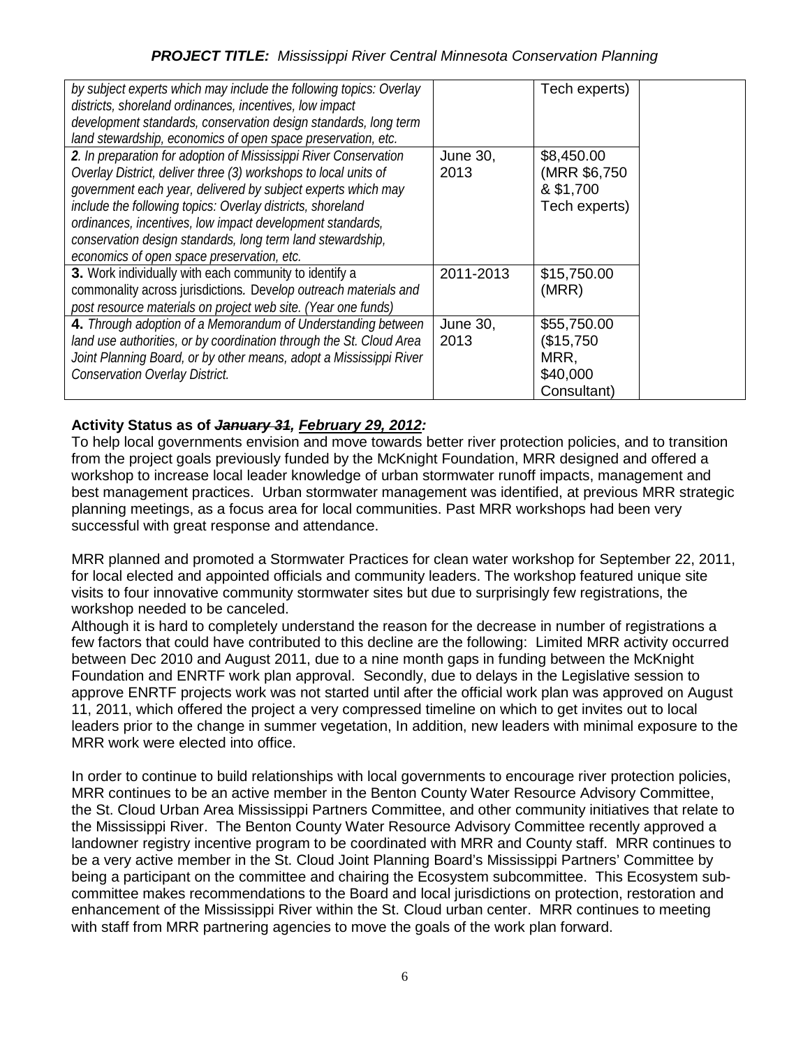| | | | |
|---|---|---|---|
| *by subject experts which may include the following topics: Overlay districts, shoreland ordinances, incentives, low impact development standards, conservation design standards, long term land stewardship, economics of open space preservation, etc.* | | Tech experts) | |
| ***2**. In preparation for adoption of Mississippi River Conservation Overlay District, deliver three (3) workshops to local units of government each year, delivered by subject experts which may include the following topics: Overlay districts, shoreland ordinances, incentives, low impact development standards, conservation design standards, long term land stewardship, economics of open space preservation, etc.* | June 30, 2013 | $8,450.00 (MRR $6,750 & $1,700 Tech experts) | |
| **3.** Work individually with each community to identify a commonality across jurisdictions. Dev*elop outreach materials and post resource materials on project web site. (Year one funds)* | 2011-2013 | $15,750.00 (MRR) | |
| ***4.** Through adoption of a Memorandum of Understanding between land use authorities, or by coordination through the St. Cloud Area Joint Planning Board, or by other means, adopt a Mississippi River Conservation Overlay District.* | June 30, 2013 | $55,750.00 ($15,750 MRR, $40,000 Consultant) | |

**Activity Status as of *~~January 31~~, <u>February 29, 2012</u>:***

To help local governments envision and move towards better river protection policies, and to transition from the project goals previously funded by the McKnight Foundation, MRR designed and offered a workshop to increase local leader knowledge of urban stormwater runoff impacts, management and best management practices. Urban stormwater management was identified, at previous MRR strategic planning meetings, as a focus area for local communities. Past MRR workshops had been very successful with great response and attendance.

MRR planned and promoted a Stormwater Practices for clean water workshop for September 22, 2011, for local elected and appointed officials and community leaders. The workshop featured unique site visits to four innovative community stormwater sites but due to surprisingly few registrations, the workshop needed to be canceled.

Although it is hard to completely understand the reason for the decrease in number of registrations a few factors that could have contributed to this decline are the following: Limited MRR activity occurred between Dec 2010 and August 2011, due to a nine month gaps in funding between the McKnight Foundation and ENRTF work plan approval. Secondly, due to delays in the Legislative session to approve ENRTF projects work was not started until after the official work plan was approved on August 11, 2011, which offered the project a very compressed timeline on which to get invites out to local leaders prior to the change in summer vegetation, In addition, new leaders with minimal exposure to the MRR work were elected into office.

In order to continue to build relationships with local governments to encourage river protection policies, MRR continues to be an active member in the Benton County Water Resource Advisory Committee, the St. Cloud Urban Area Mississippi Partners Committee, and other community initiatives that relate to the Mississippi River. The Benton County Water Resource Advisory Committee recently approved a landowner registry incentive program to be coordinated with MRR and County staff. MRR continues to be a very active member in the St. Cloud Joint Planning Board's Mississippi Partners' Committee by being a participant on the committee and chairing the Ecosystem subcommittee. This Ecosystem sub-committee makes recommendations to the Board and local jurisdictions on protection, restoration and enhancement of the Mississippi River within the St. Cloud urban center. MRR continues to meeting with staff from MRR partnering agencies to move the goals of the work plan forward.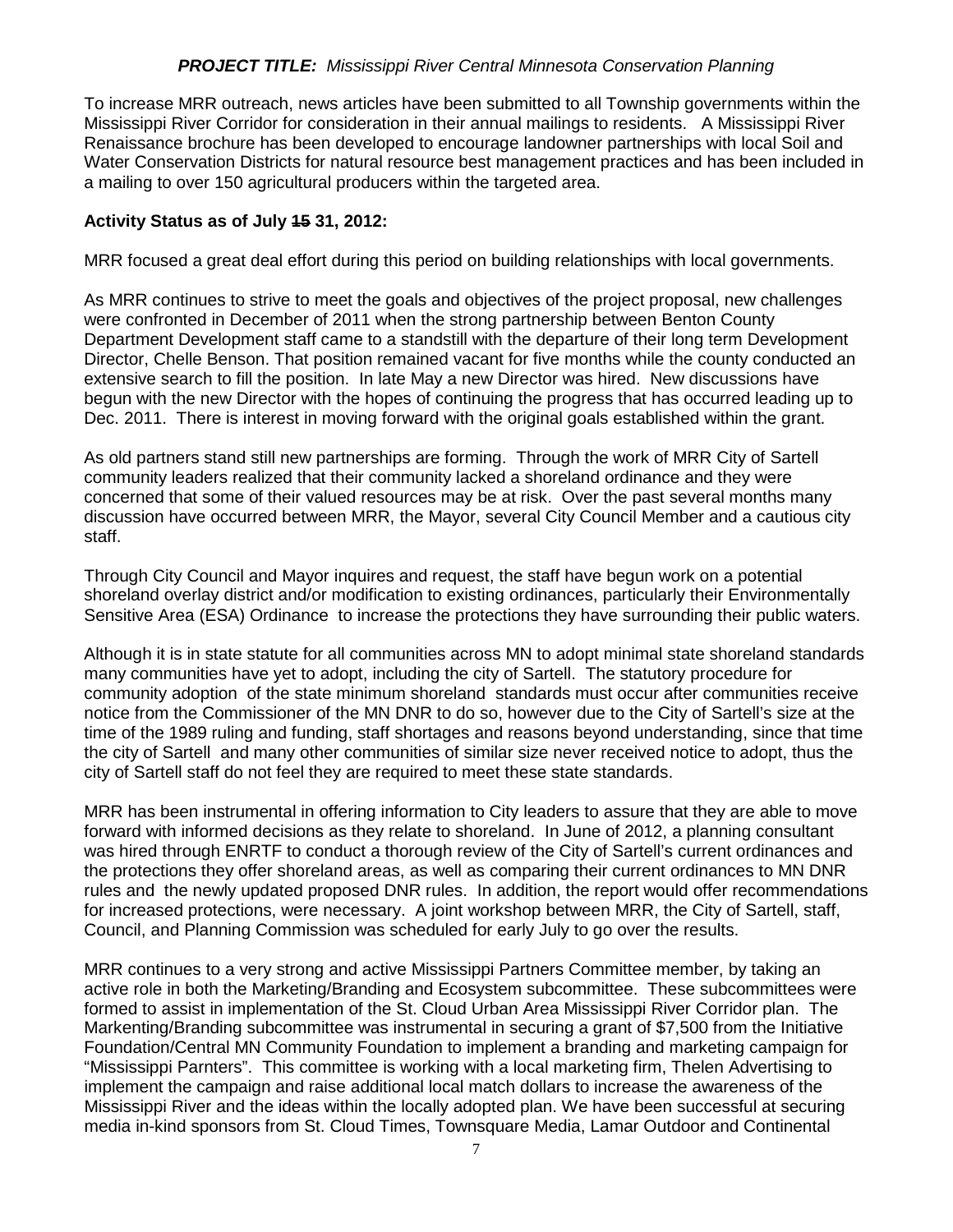To increase MRR outreach, news articles have been submitted to all Township governments within the Mississippi River Corridor for consideration in their annual mailings to residents. A Mississippi River Renaissance brochure has been developed to encourage landowner partnerships with local Soil and Water Conservation Districts for natural resource best management practices and has been included in a mailing to over 150 agricultural producers within the targeted area.

**Activity Status as of July ~~15~~ 31, 2012:**

MRR focused a great deal effort during this period on building relationships with local governments.

As MRR continues to strive to meet the goals and objectives of the project proposal, new challenges were confronted in December of 2011 when the strong partnership between Benton County Department Development staff came to a standstill with the departure of their long term Development Director, Chelle Benson. That position remained vacant for five months while the county conducted an extensive search to fill the position. In late May a new Director was hired. New discussions have begun with the new Director with the hopes of continuing the progress that has occurred leading up to Dec. 2011. There is interest in moving forward with the original goals established within the grant.

As old partners stand still new partnerships are forming. Through the work of MRR City of Sartell community leaders realized that their community lacked a shoreland ordinance and they were concerned that some of their valued resources may be at risk. Over the past several months many discussion have occurred between MRR, the Mayor, several City Council Member and a cautious city staff.

Through City Council and Mayor inquires and request, the staff have begun work on a potential shoreland overlay district and/or modification to existing ordinances, particularly their Environmentally Sensitive Area (ESA) Ordinance to increase the protections they have surrounding their public waters.

Although it is in state statute for all communities across MN to adopt minimal state shoreland standards many communities have yet to adopt, including the city of Sartell. The statutory procedure for community adoption of the state minimum shoreland standards must occur after communities receive notice from the Commissioner of the MN DNR to do so, however due to the City of Sartell's size at the time of the 1989 ruling and funding, staff shortages and reasons beyond understanding, since that time the city of Sartell and many other communities of similar size never received notice to adopt, thus the city of Sartell staff do not feel they are required to meet these state standards.

MRR has been instrumental in offering information to City leaders to assure that they are able to move forward with informed decisions as they relate to shoreland. In June of 2012, a planning consultant was hired through ENRTF to conduct a thorough review of the City of Sartell's current ordinances and the protections they offer shoreland areas, as well as comparing their current ordinances to MN DNR rules and the newly updated proposed DNR rules. In addition, the report would offer recommendations for increased protections, were necessary. A joint workshop between MRR, the City of Sartell, staff, Council, and Planning Commission was scheduled for early July to go over the results.

MRR continues to a very strong and active Mississippi Partners Committee member, by taking an active role in both the Marketing/Branding and Ecosystem subcommittee. These subcommittees were formed to assist in implementation of the St. Cloud Urban Area Mississippi River Corridor plan. The Markenting/Branding subcommittee was instrumental in securing a grant of $7,500 from the Initiative Foundation/Central MN Community Foundation to implement a branding and marketing campaign for "Mississippi Parnters". This committee is working with a local marketing firm, Thelen Advertising to implement the campaign and raise additional local match dollars to increase the awareness of the Mississippi River and the ideas within the locally adopted plan. We have been successful at securing media in-kind sponsors from St. Cloud Times, Townsquare Media, Lamar Outdoor and Continental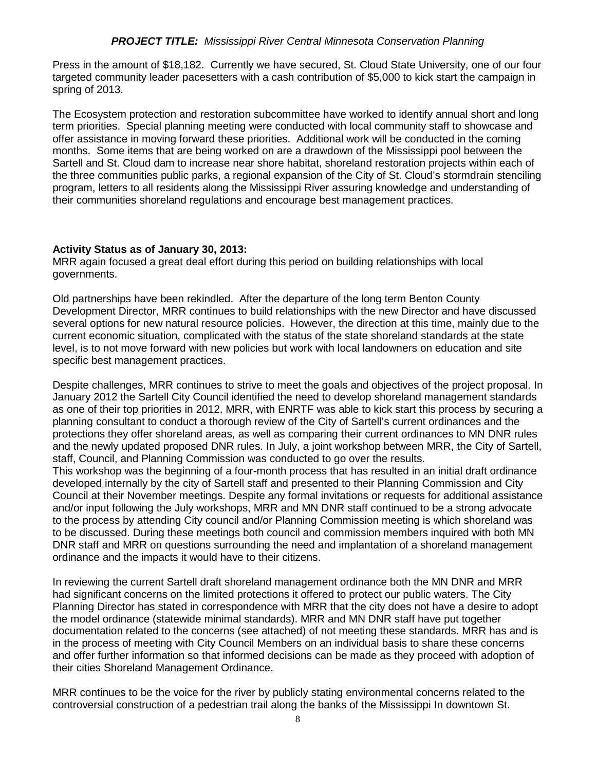Press in the amount of $18,182. Currently we have secured, St. Cloud State University, one of our four targeted community leader pacesetters with a cash contribution of $5,000 to kick start the campaign in spring of 2013.

The Ecosystem protection and restoration subcommittee have worked to identify annual short and long term priorities. Special planning meeting were conducted with local community staff to showcase and offer assistance in moving forward these priorities. Additional work will be conducted in the coming months. Some items that are being worked on are a drawdown of the Mississippi pool between the Sartell and St. Cloud dam to increase near shore habitat, shoreland restoration projects within each of the three communities public parks, a regional expansion of the City of St. Cloud's stormdrain stenciling program, letters to all residents along the Mississippi River assuring knowledge and understanding of their communities shoreland regulations and encourage best management practices.

**Activity Status as of January 30, 2013:**
MRR again focused a great deal effort during this period on building relationships with local governments.

Old partnerships have been rekindled. After the departure of the long term Benton County Development Director, MRR continues to build relationships with the new Director and have discussed several options for new natural resource policies. However, the direction at this time, mainly due to the current economic situation, complicated with the status of the state shoreland standards at the state level, is to not move forward with new policies but work with local landowners on education and site specific best management practices.

Despite challenges, MRR continues to strive to meet the goals and objectives of the project proposal. In January 2012 the Sartell City Council identified the need to develop shoreland management standards as one of their top priorities in 2012. MRR, with ENRTF was able to kick start this process by securing a planning consultant to conduct a thorough review of the City of Sartell's current ordinances and the protections they offer shoreland areas, as well as comparing their current ordinances to MN DNR rules and the newly updated proposed DNR rules. In July, a joint workshop between MRR, the City of Sartell, staff, Council, and Planning Commission was conducted to go over the results.
This workshop was the beginning of a four-month process that has resulted in an initial draft ordinance developed internally by the city of Sartell staff and presented to their Planning Commission and City Council at their November meetings. Despite any formal invitations or requests for additional assistance and/or input following the July workshops, MRR and MN DNR staff continued to be a strong advocate to the process by attending City council and/or Planning Commission meeting is which shoreland was to be discussed. During these meetings both council and commission members inquired with both MN DNR staff and MRR on questions surrounding the need and implantation of a shoreland management ordinance and the impacts it would have to their citizens.

In reviewing the current Sartell draft shoreland management ordinance both the MN DNR and MRR had significant concerns on the limited protections it offered to protect our public waters. The City Planning Director has stated in correspondence with MRR that the city does not have a desire to adopt the model ordinance (statewide minimal standards). MRR and MN DNR staff have put together documentation related to the concerns (see attached) of not meeting these standards. MRR has and is in the process of meeting with City Council Members on an individual basis to share these concerns and offer further information so that informed decisions can be made as they proceed with adoption of their cities Shoreland Management Ordinance.

MRR continues to be the voice for the river by publicly stating environmental concerns related to the controversial construction of a pedestrian trail along the banks of the Mississippi In downtown St.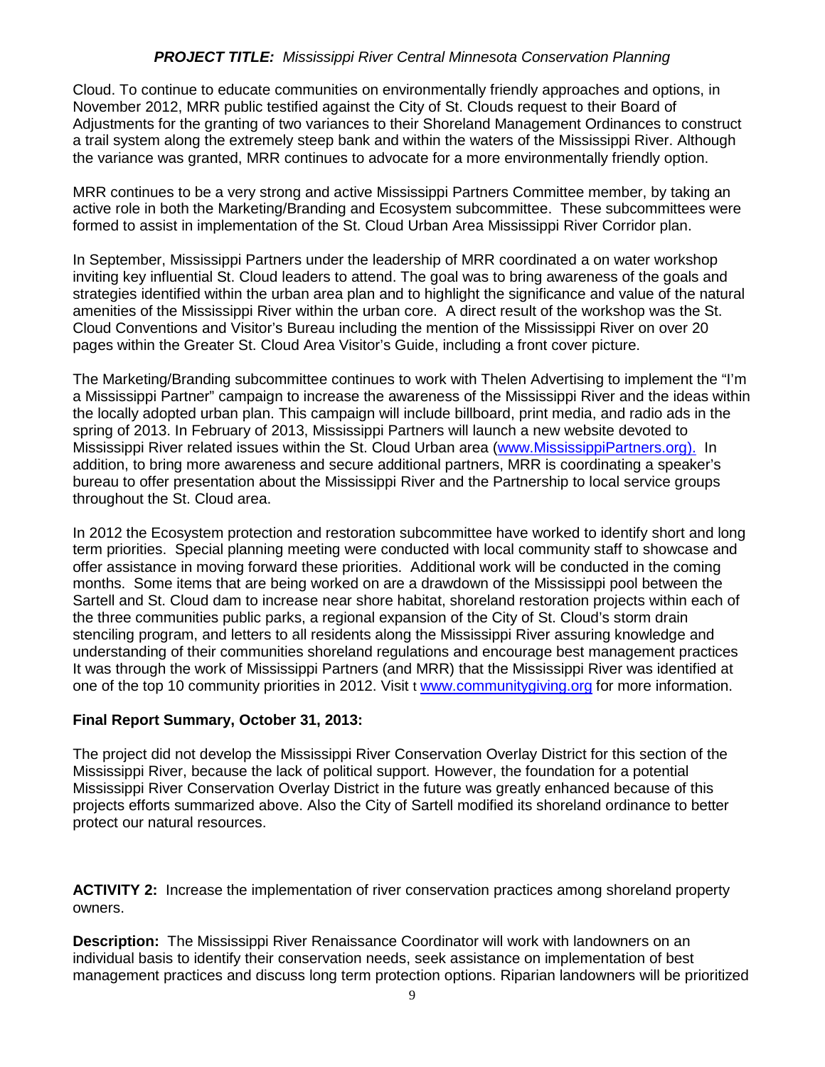Cloud. To continue to educate communities on environmentally friendly approaches and options, in November 2012, MRR public testified against the City of St. Clouds request to their Board of Adjustments for the granting of two variances to their Shoreland Management Ordinances to construct a trail system along the extremely steep bank and within the waters of the Mississippi River. Although the variance was granted, MRR continues to advocate for a more environmentally friendly option.

MRR continues to be a very strong and active Mississippi Partners Committee member, by taking an active role in both the Marketing/Branding and Ecosystem subcommittee. These subcommittees were formed to assist in implementation of the St. Cloud Urban Area Mississippi River Corridor plan.

In September, Mississippi Partners under the leadership of MRR coordinated a on water workshop inviting key influential St. Cloud leaders to attend. The goal was to bring awareness of the goals and strategies identified within the urban area plan and to highlight the significance and value of the natural amenities of the Mississippi River within the urban core. A direct result of the workshop was the St. Cloud Conventions and Visitor's Bureau including the mention of the Mississippi River on over 20 pages within the Greater St. Cloud Area Visitor's Guide, including a front cover picture.

The Marketing/Branding subcommittee continues to work with Thelen Advertising to implement the "I'm a Mississippi Partner" campaign to increase the awareness of the Mississippi River and the ideas within the locally adopted urban plan. This campaign will include billboard, print media, and radio ads in the spring of 2013. In February of 2013, Mississippi Partners will launch a new website devoted to Mississippi River related issues within the St. Cloud Urban area (www.MississippiPartners.org). In addition, to bring more awareness and secure additional partners, MRR is coordinating a speaker's bureau to offer presentation about the Mississippi River and the Partnership to local service groups throughout the St. Cloud area.

In 2012 the Ecosystem protection and restoration subcommittee have worked to identify short and long term priorities. Special planning meeting were conducted with local community staff to showcase and offer assistance in moving forward these priorities. Additional work will be conducted in the coming months. Some items that are being worked on are a drawdown of the Mississippi pool between the Sartell and St. Cloud dam to increase near shore habitat, shoreland restoration projects within each of the three communities public parks, a regional expansion of the City of St. Cloud's storm drain stenciling program, and letters to all residents along the Mississippi River assuring knowledge and understanding of their communities shoreland regulations and encourage best management practices It was through the work of Mississippi Partners (and MRR) that the Mississippi River was identified at one of the top 10 community priorities in 2012. Visit t www.communitygiving.org for more information.

**Final Report Summary, October 31, 2013:**

The project did not develop the Mississippi River Conservation Overlay District for this section of the Mississippi River, because the lack of political support. However, the foundation for a potential Mississippi River Conservation Overlay District in the future was greatly enhanced because of this projects efforts summarized above. Also the City of Sartell modified its shoreland ordinance to better protect our natural resources.

**ACTIVITY 2:** Increase the implementation of river conservation practices among shoreland property owners.

**Description:** The Mississippi River Renaissance Coordinator will work with landowners on an individual basis to identify their conservation needs, seek assistance on implementation of best management practices and discuss long term protection options. Riparian landowners will be prioritized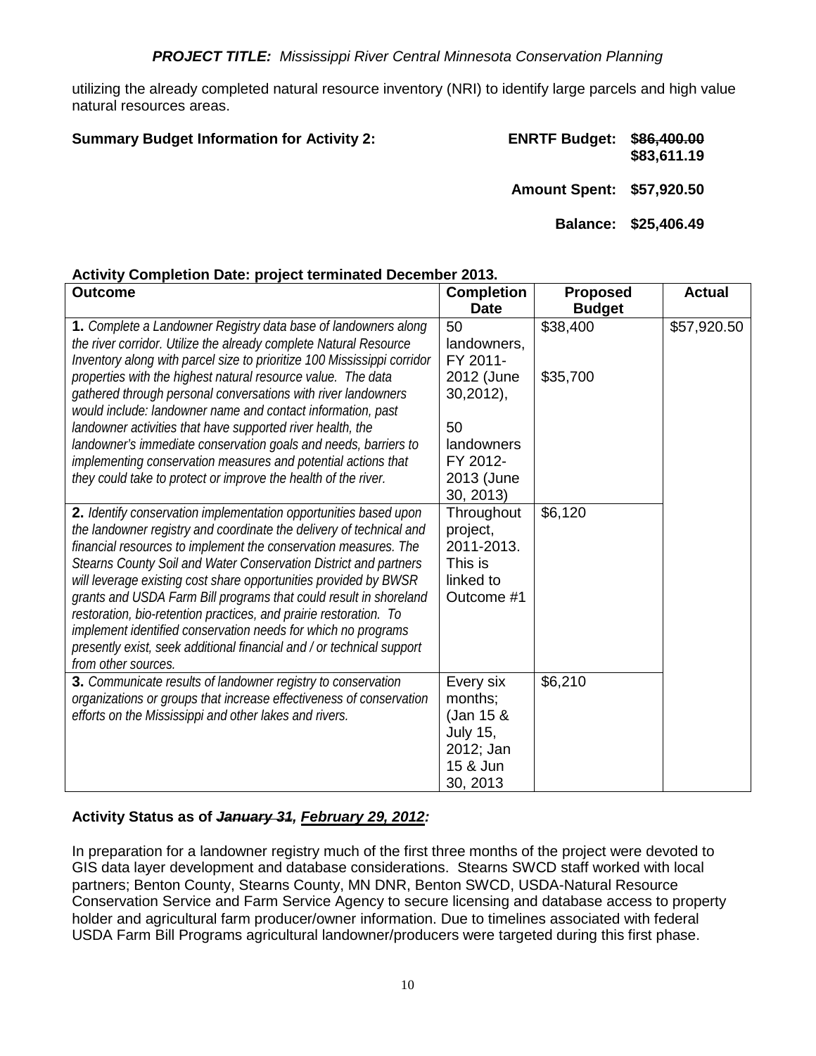utilizing the already completed natural resource inventory (NRI) to identify large parcels and high value natural resources areas.

**Summary Budget Information for Activity 2:** **ENRTF Budget:** ~~**$86,400.00**~~ **$83,611.19**

**Amount Spent: $57,920.50**

**Balance: $25,406.49**

**Activity Completion Date: project terminated December 2013.**

| Outcome | Completion Date | Proposed Budget | Actual |
|---|---|---|---|
| **1.** *Complete a Landowner Registry data base of landowners along the river corridor. Utilize the already complete Natural Resource Inventory along with parcel size to prioritize 100 Mississippi corridor properties with the highest natural resource value. The data gathered through personal conversations with river landowners would include: landowner name and contact information, past landowner activities that have supported river health, the landowner's immediate conservation goals and needs, barriers to implementing conservation measures and potential actions that they could take to protect or improve the health of the river.* | 50 landowners, FY 2011-2012 (June 30,2012), 50 landowners FY 2012-2013 (June 30, 2013) | $38,400 $35,700 | $57,920.50 |
| **2.** *Identify conservation implementation opportunities based upon the landowner registry and coordinate the delivery of technical and financial resources to implement the conservation measures. The Stearns County Soil and Water Conservation District and partners will leverage existing cost share opportunities provided by BWSR grants and USDA Farm Bill programs that could result in shoreland restoration, bio-retention practices, and prairie restoration. To implement identified conservation needs for which no programs presently exist, seek additional financial and / or technical support from other sources.* | Throughout project, 2011-2013. This is linked to Outcome #1 | $6,120 | |
| **3.** *Communicate results of landowner registry to conservation organizations or groups that increase effectiveness of conservation efforts on the Mississippi and other lakes and rivers.* | Every six months; (Jan 15 & July 15, 2012; Jan 15 & Jun 30, 2013 | $6,210 | |

**Activity Status as of ~~*January 31,*~~ *February 29, 2012*:**

In preparation for a landowner registry much of the first three months of the project were devoted to GIS data layer development and database considerations. Stearns SWCD staff worked with local partners; Benton County, Stearns County, MN DNR, Benton SWCD, USDA-Natural Resource Conservation Service and Farm Service Agency to secure licensing and database access to property holder and agricultural farm producer/owner information. Due to timelines associated with federal USDA Farm Bill Programs agricultural landowner/producers were targeted during this first phase.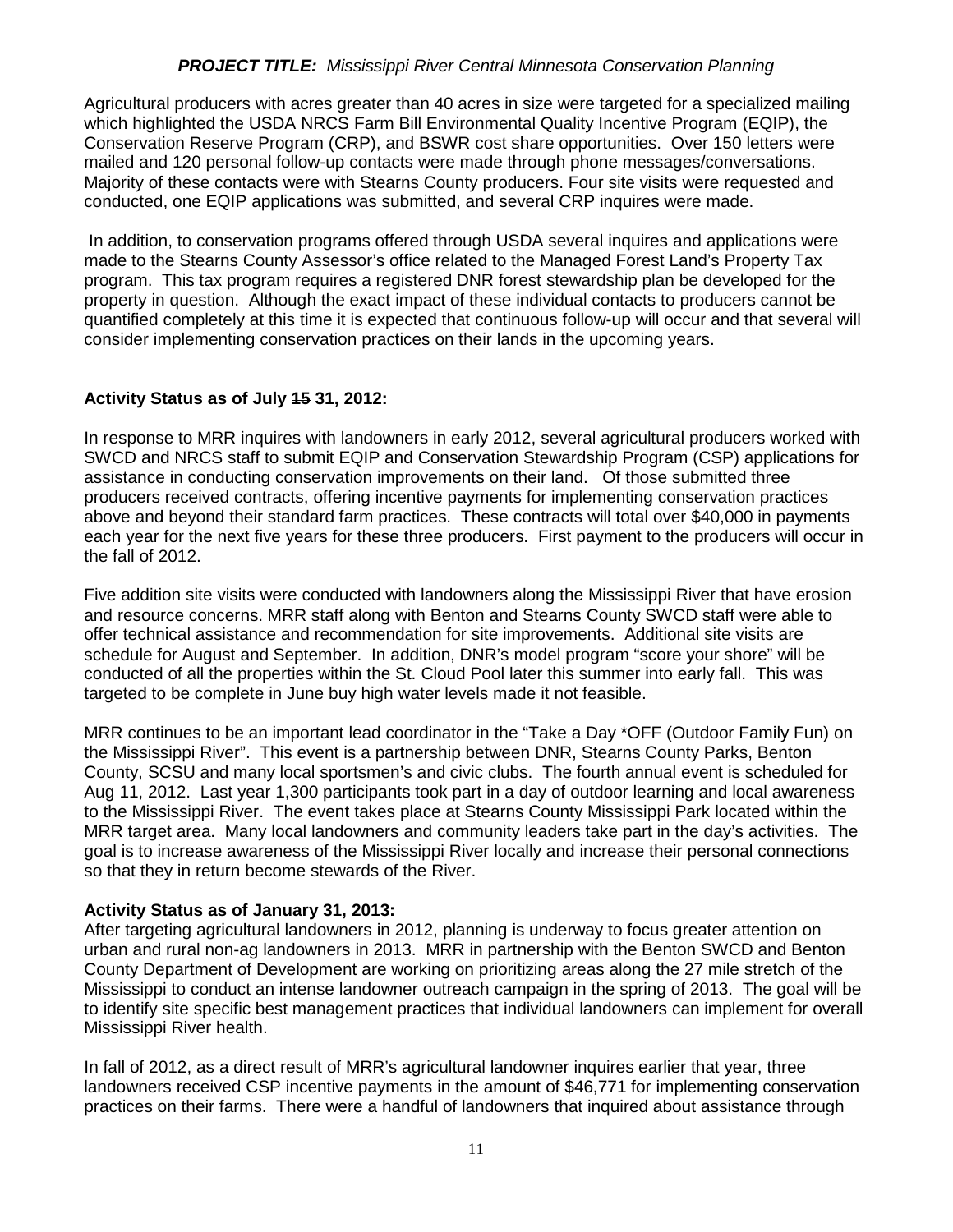Agricultural producers with acres greater than 40 acres in size were targeted for a specialized mailing which highlighted the USDA NRCS Farm Bill Environmental Quality Incentive Program (EQIP), the Conservation Reserve Program (CRP), and BSWR cost share opportunities. Over 150 letters were mailed and 120 personal follow-up contacts were made through phone messages/conversations. Majority of these contacts were with Stearns County producers. Four site visits were requested and conducted, one EQIP applications was submitted, and several CRP inquires were made.

In addition, to conservation programs offered through USDA several inquires and applications were made to the Stearns County Assessor's office related to the Managed Forest Land's Property Tax program. This tax program requires a registered DNR forest stewardship plan be developed for the property in question. Although the exact impact of these individual contacts to producers cannot be quantified completely at this time it is expected that continuous follow-up will occur and that several will consider implementing conservation practices on their lands in the upcoming years.

**Activity Status as of July ~~15~~ 31, 2012:**

In response to MRR inquires with landowners in early 2012, several agricultural producers worked with SWCD and NRCS staff to submit EQIP and Conservation Stewardship Program (CSP) applications for assistance in conducting conservation improvements on their land. Of those submitted three producers received contracts, offering incentive payments for implementing conservation practices above and beyond their standard farm practices. These contracts will total over $40,000 in payments each year for the next five years for these three producers. First payment to the producers will occur in the fall of 2012.

Five addition site visits were conducted with landowners along the Mississippi River that have erosion and resource concerns. MRR staff along with Benton and Stearns County SWCD staff were able to offer technical assistance and recommendation for site improvements. Additional site visits are schedule for August and September. In addition, DNR's model program "score your shore" will be conducted of all the properties within the St. Cloud Pool later this summer into early fall. This was targeted to be complete in June buy high water levels made it not feasible.

MRR continues to be an important lead coordinator in the "Take a Day *OFF (Outdoor Family Fun) on the Mississippi River". This event is a partnership between DNR, Stearns County Parks, Benton County, SCSU and many local sportsmen's and civic clubs. The fourth annual event is scheduled for Aug 11, 2012. Last year 1,300 participants took part in a day of outdoor learning and local awareness to the Mississippi River. The event takes place at Stearns County Mississippi Park located within the MRR target area. Many local landowners and community leaders take part in the day's activities. The goal is to increase awareness of the Mississippi River locally and increase their personal connections so that they in return become stewards of the River.

**Activity Status as of January 31, 2013:**

After targeting agricultural landowners in 2012, planning is underway to focus greater attention on urban and rural non-ag landowners in 2013. MRR in partnership with the Benton SWCD and Benton County Department of Development are working on prioritizing areas along the 27 mile stretch of the Mississippi to conduct an intense landowner outreach campaign in the spring of 2013. The goal will be to identify site specific best management practices that individual landowners can implement for overall Mississippi River health.

In fall of 2012, as a direct result of MRR's agricultural landowner inquires earlier that year, three landowners received CSP incentive payments in the amount of $46,771 for implementing conservation practices on their farms. There were a handful of landowners that inquired about assistance through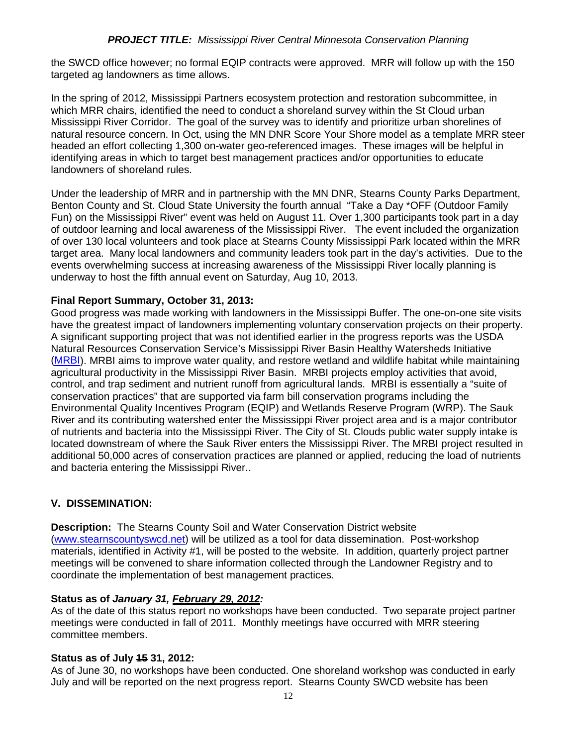the SWCD office however; no formal EQIP contracts were approved. MRR will follow up with the 150 targeted ag landowners as time allows.

In the spring of 2012, Mississippi Partners ecosystem protection and restoration subcommittee, in which MRR chairs, identified the need to conduct a shoreland survey within the St Cloud urban Mississippi River Corridor. The goal of the survey was to identify and prioritize urban shorelines of natural resource concern. In Oct, using the MN DNR Score Your Shore model as a template MRR steer headed an effort collecting 1,300 on-water geo-referenced images. These images will be helpful in identifying areas in which to target best management practices and/or opportunities to educate landowners of shoreland rules.

Under the leadership of MRR and in partnership with the MN DNR, Stearns County Parks Department, Benton County and St. Cloud State University the fourth annual "Take a Day *OFF (Outdoor Family Fun) on the Mississippi River" event was held on August 11. Over 1,300 participants took part in a day of outdoor learning and local awareness of the Mississippi River. The event included the organization of over 130 local volunteers and took place at Stearns County Mississippi Park located within the MRR target area. Many local landowners and community leaders took part in the day's activities. Due to the events overwhelming success at increasing awareness of the Mississippi River locally planning is underway to host the fifth annual event on Saturday, Aug 10, 2013.

**Final Report Summary, October 31, 2013:**
Good progress was made working with landowners in the Mississippi Buffer. The one-on-one site visits have the greatest impact of landowners implementing voluntary conservation projects on their property. A significant supporting project that was not identified earlier in the progress reports was the USDA Natural Resources Conservation Service's Mississippi River Basin Healthy Watersheds Initiative (MRBI). MRBI aims to improve water quality, and restore wetland and wildlife habitat while maintaining agricultural productivity in the Mississippi River Basin. MRBI projects employ activities that avoid, control, and trap sediment and nutrient runoff from agricultural lands. MRBI is essentially a "suite of conservation practices" that are supported via farm bill conservation programs including the Environmental Quality Incentives Program (EQIP) and Wetlands Reserve Program (WRP). The Sauk River and its contributing watershed enter the Mississippi River project area and is a major contributor of nutrients and bacteria into the Mississippi River. The City of St. Clouds public water supply intake is located downstream of where the Sauk River enters the Mississippi River. The MRBI project resulted in additional 50,000 acres of conservation practices are planned or applied, reducing the load of nutrients and bacteria entering the Mississippi River..

## V. DISSEMINATION:

**Description:** The Stearns County Soil and Water Conservation District website (www.stearnscountyswcd.net) will be utilized as a tool for data dissemination. Post-workshop materials, identified in Activity #1, will be posted to the website. In addition, quarterly project partner meetings will be convened to share information collected through the Landowner Registry and to coordinate the implementation of best management practices.

**Status as of ~~*January 31,*~~ *February 29, 2012*:**
As of the date of this status report no workshops have been conducted. Two separate project partner meetings were conducted in fall of 2011. Monthly meetings have occurred with MRR steering committee members.

**Status as of July ~~15~~ 31, 2012:**
As of June 30, no workshops have been conducted. One shoreland workshop was conducted in early July and will be reported on the next progress report. Stearns County SWCD website has been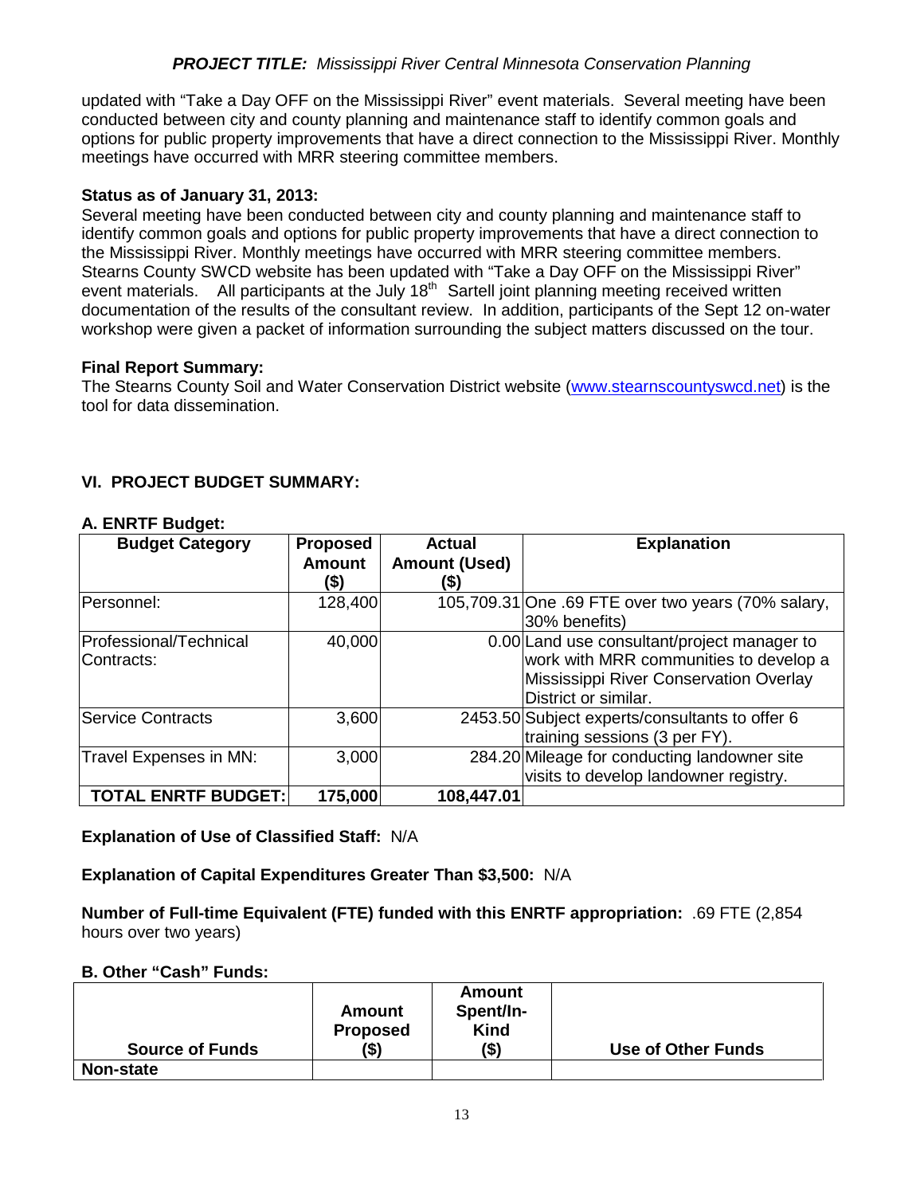updated with "Take a Day OFF on the Mississippi River" event materials. Several meeting have been conducted between city and county planning and maintenance staff to identify common goals and options for public property improvements that have a direct connection to the Mississippi River. Monthly meetings have occurred with MRR steering committee members.

**Status as of January 31, 2013:**
Several meeting have been conducted between city and county planning and maintenance staff to identify common goals and options for public property improvements that have a direct connection to the Mississippi River. Monthly meetings have occurred with MRR steering committee members. Stearns County SWCD website has been updated with "Take a Day OFF on the Mississippi River" event materials. All participants at the July 18th Sartell joint planning meeting received written documentation of the results of the consultant review. In addition, participants of the Sept 12 on-water workshop were given a packet of information surrounding the subject matters discussed on the tour.

**Final Report Summary:**
The Stearns County Soil and Water Conservation District website (www.stearnscountyswcd.net) is the tool for data dissemination.

## VI. PROJECT BUDGET SUMMARY:

### A. ENRTF Budget:

| Budget Category | Proposed Amount ($) | Actual Amount (Used) ($) | Explanation |
|---|---|---|---|
| Personnel: | 128,400 | 105,709.31 | One .69 FTE over two years (70% salary, 30% benefits) |
| Professional/Technical Contracts: | 40,000 | 0.00 | Land use consultant/project manager to work with MRR communities to develop a Mississippi River Conservation Overlay District or similar. |
| Service Contracts | 3,600 | 2453.50 | Subject experts/consultants to offer 6 training sessions (3 per FY). |
| Travel Expenses in MN: | 3,000 | 284.20 | Mileage for conducting landowner site visits to develop landowner registry. |
| **TOTAL ENRTF BUDGET:** | **175,000** | **108,447.01** | |

**Explanation of Use of Classified Staff:** N/A

**Explanation of Capital Expenditures Greater Than $3,500:** N/A

**Number of Full-time Equivalent (FTE) funded with this ENRTF appropriation:** .69 FTE (2,854 hours over two years)

### B. Other "Cash" Funds:

| Source of Funds | Amount Proposed ($) | Amount Spent/In-Kind ($) | Use of Other Funds |
|---|---|---|---|
| **Non-state** | | | |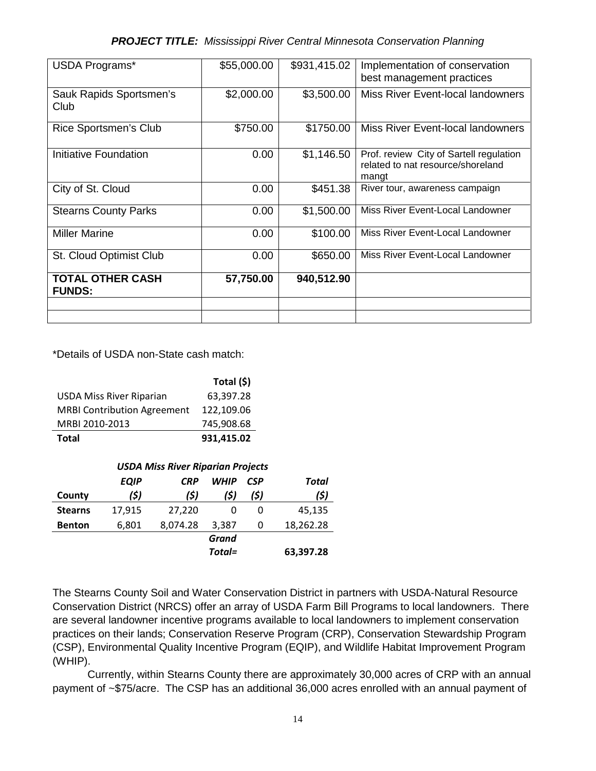| | | | |
|---|---|---|---|
| USDA Programs* | $55,000.00 | $931,415.02 | Implementation of conservation best management practices |
| Sauk Rapids Sportsmen's Club | $2,000.00 | $3,500.00 | Miss River Event-local landowners |
| Rice Sportsmen's Club | $750.00 | $1750.00 | Miss River Event-local landowners |
| Initiative Foundation | 0.00 | $1,146.50 | Prof. review City of Sartell regulation related to nat resource/shoreland mangt |
| City of St. Cloud | 0.00 | $451.38 | River tour, awareness campaign |
| Stearns County Parks | 0.00 | $1,500.00 | Miss River Event-Local Landowner |
| Miller Marine | 0.00 | $100.00 | Miss River Event-Local Landowner |
| St. Cloud Optimist Club | 0.00 | $650.00 | Miss River Event-Local Landowner |
| **TOTAL OTHER CASH FUNDS:** | **57,750.00** | **940,512.90** | |
| | | | |
| | | | |

*Details of USDA non-State cash match:

| | Total ($) |
|---|---|
| USDA Miss River Riparian | 63,397.28 |
| MRBI Contribution Agreement | 122,109.06 |
| MRBI 2010-2013 | 745,908.68 |
| **Total** | **931,415.02** |

***USDA Miss River Riparian Projects***

| County | *EQIP ($)* | *CRP ($)* | *WHIP ($)* | *CSP ($)* | *Total ($)* |
|---|---|---|---|---|---|
| **Stearns** | 17,915 | 27,220 | 0 | 0 | 45,135 |
| **Benton** | 6,801 | 8,074.28 | 3,387 | 0 | 18,262.28 |
| | | | *Grand Total=* | | **63,397.28** |

The Stearns County Soil and Water Conservation District in partners with USDA-Natural Resource Conservation District (NRCS) offer an array of USDA Farm Bill Programs to local landowners. There are several landowner incentive programs available to local landowners to implement conservation practices on their lands; Conservation Reserve Program (CRP), Conservation Stewardship Program (CSP), Environmental Quality Incentive Program (EQIP), and Wildlife Habitat Improvement Program (WHIP).

Currently, within Stearns County there are approximately 30,000 acres of CRP with an annual payment of ~$75/acre. The CSP has an additional 36,000 acres enrolled with an annual payment of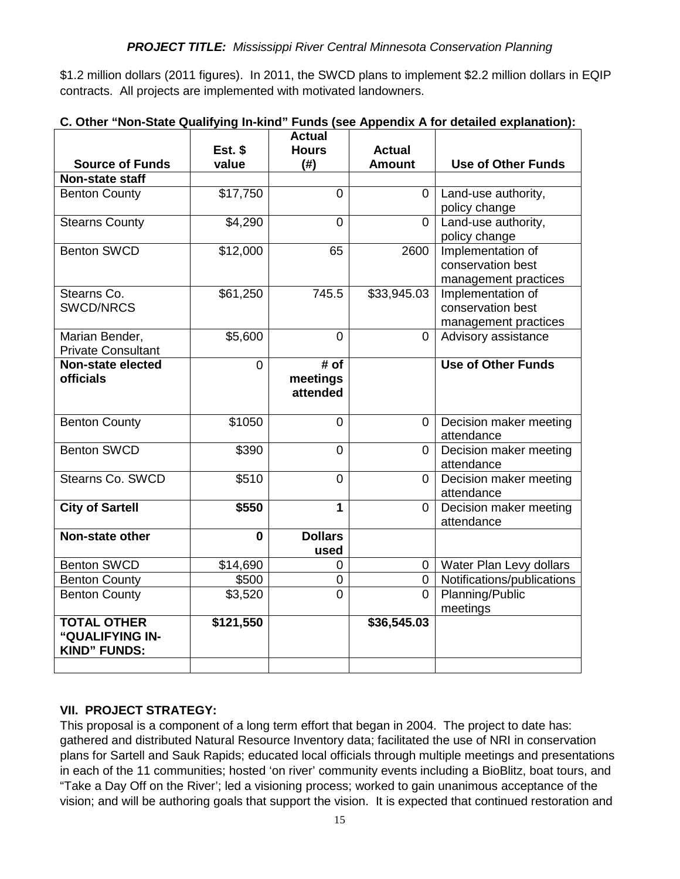*PROJECT TITLE: Mississippi River Central Minnesota Conservation Planning*

$1.2 million dollars (2011 figures). In 2011, the SWCD plans to implement $2.2 million dollars in EQIP contracts. All projects are implemented with motivated landowners.

**C. Other "Non-State Qualifying In-kind" Funds (see Appendix A for detailed explanation):**

| Source of Funds | Est. $ value | Actual Hours (#) | Actual Amount | Use of Other Funds |
|---|---|---|---|---|
| **Non-state staff** | | | | |
| Benton County | $17,750 | 0 | 0 | Land-use authority, policy change |
| Stearns County | $4,290 | 0 | 0 | Land-use authority, policy change |
| Benton SWCD | $12,000 | 65 | 2600 | Implementation of conservation best management practices |
| Stearns Co. SWCD/NRCS | $61,250 | 745.5 | $33,945.03 | Implementation of conservation best management practices |
| Marian Bender, Private Consultant | $5,600 | 0 | 0 | Advisory assistance |
| **Non-state elected officials** | 0 | **# of meetings attended** | | **Use of Other Funds** |
| Benton County | $1050 | 0 | 0 | Decision maker meeting attendance |
| Benton SWCD | $390 | 0 | 0 | Decision maker meeting attendance |
| Stearns Co. SWCD | $510 | 0 | 0 | Decision maker meeting attendance |
| **City of Sartell** | **$550** | **1** | 0 | Decision maker meeting attendance |
| **Non-state other** | **0** | **Dollars used** | | |
| Benton SWCD | $14,690 | 0 | 0 | Water Plan Levy dollars |
| Benton County | $500 | 0 | 0 | Notifications/publications |
| Benton County | $3,520 | 0 | 0 | Planning/Public meetings |
| **TOTAL OTHER "QUALIFYING IN-KIND" FUNDS:** | **$121,550** | | **$36,545.03** | |
| | | | | |

**VII. PROJECT STRATEGY:**

This proposal is a component of a long term effort that began in 2004. The project to date has: gathered and distributed Natural Resource Inventory data; facilitated the use of NRI in conservation plans for Sartell and Sauk Rapids; educated local officials through multiple meetings and presentations in each of the 11 communities; hosted 'on river' community events including a BioBlitz, boat tours, and "Take a Day Off on the River'; led a visioning process; worked to gain unanimous acceptance of the vision; and will be authoring goals that support the vision. It is expected that continued restoration and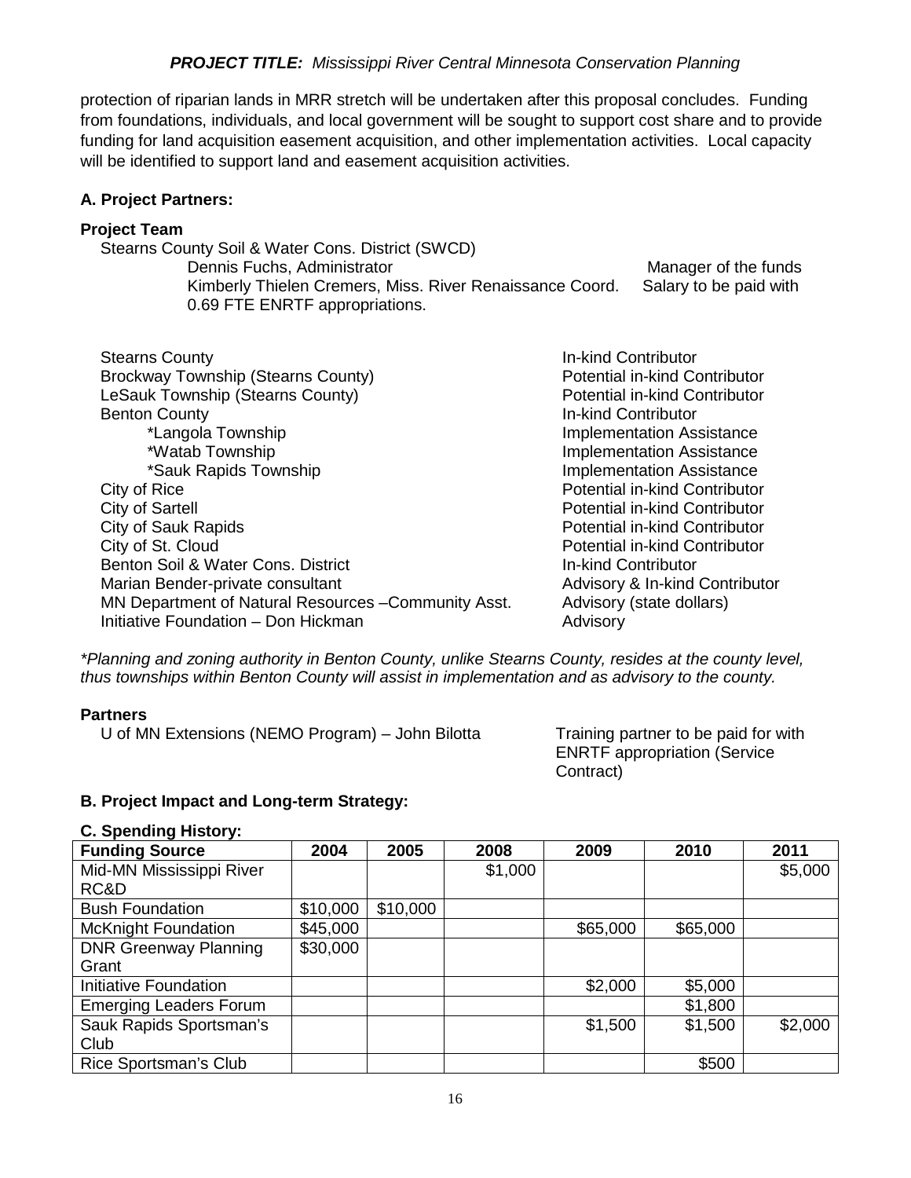protection of riparian lands in MRR stretch will be undertaken after this proposal concludes. Funding from foundations, individuals, and local government will be sought to support cost share and to provide funding for land acquisition easement acquisition, and other implementation activities. Local capacity will be identified to support land and easement acquisition activities.

### A. Project Partners:

**Project Team**

Stearns County Soil & Water Cons. District (SWCD)

Dennis Fuchs, Administrator — Manager of the funds

Kimberly Thielen Cremers, Miss. River Renaissance Coord. — Salary to be paid with 0.69 FTE ENRTF appropriations.

| | |
|---|---|
| Stearns County | In-kind Contributor |
| Brockway Township (Stearns County) | Potential in-kind Contributor |
| LeSauk Township (Stearns County) | Potential in-kind Contributor |
| Benton County | In-kind Contributor |
| *Langola Township | Implementation Assistance |
| *Watab Township | Implementation Assistance |
| *Sauk Rapids Township | Implementation Assistance |
| City of Rice | Potential in-kind Contributor |
| City of Sartell | Potential in-kind Contributor |
| City of Sauk Rapids | Potential in-kind Contributor |
| City of St. Cloud | Potential in-kind Contributor |
| Benton Soil & Water Cons. District | In-kind Contributor |
| Marian Bender-private consultant | Advisory & In-kind Contributor |
| MN Department of Natural Resources –Community Asst. | Advisory (state dollars) |
| Initiative Foundation – Don Hickman | Advisory |

*\*Planning and zoning authority in Benton County, unlike Stearns County, resides at the county level, thus townships within Benton County will assist in implementation and as advisory to the county.*

**Partners**

U of MN Extensions (NEMO Program) – John Bilotta — Training partner to be paid for with ENRTF appropriation (Service Contract)

### B. Project Impact and Long-term Strategy:

### C. Spending History:

| Funding Source | 2004 | 2005 | 2008 | 2009 | 2010 | 2011 |
|---|---|---|---|---|---|---|
| Mid-MN Mississippi River RC&D | | | $1,000 | | | $5,000 |
| Bush Foundation | $10,000 | $10,000 | | | | |
| McKnight Foundation | $45,000 | | | $65,000 | $65,000 | |
| DNR Greenway Planning Grant | $30,000 | | | | | |
| Initiative Foundation | | | | $2,000 | $5,000 | |
| Emerging Leaders Forum | | | | | $1,800 | |
| Sauk Rapids Sportsman's Club | | | | $1,500 | $1,500 | $2,000 |
| Rice Sportsman's Club | | | | | $500 | |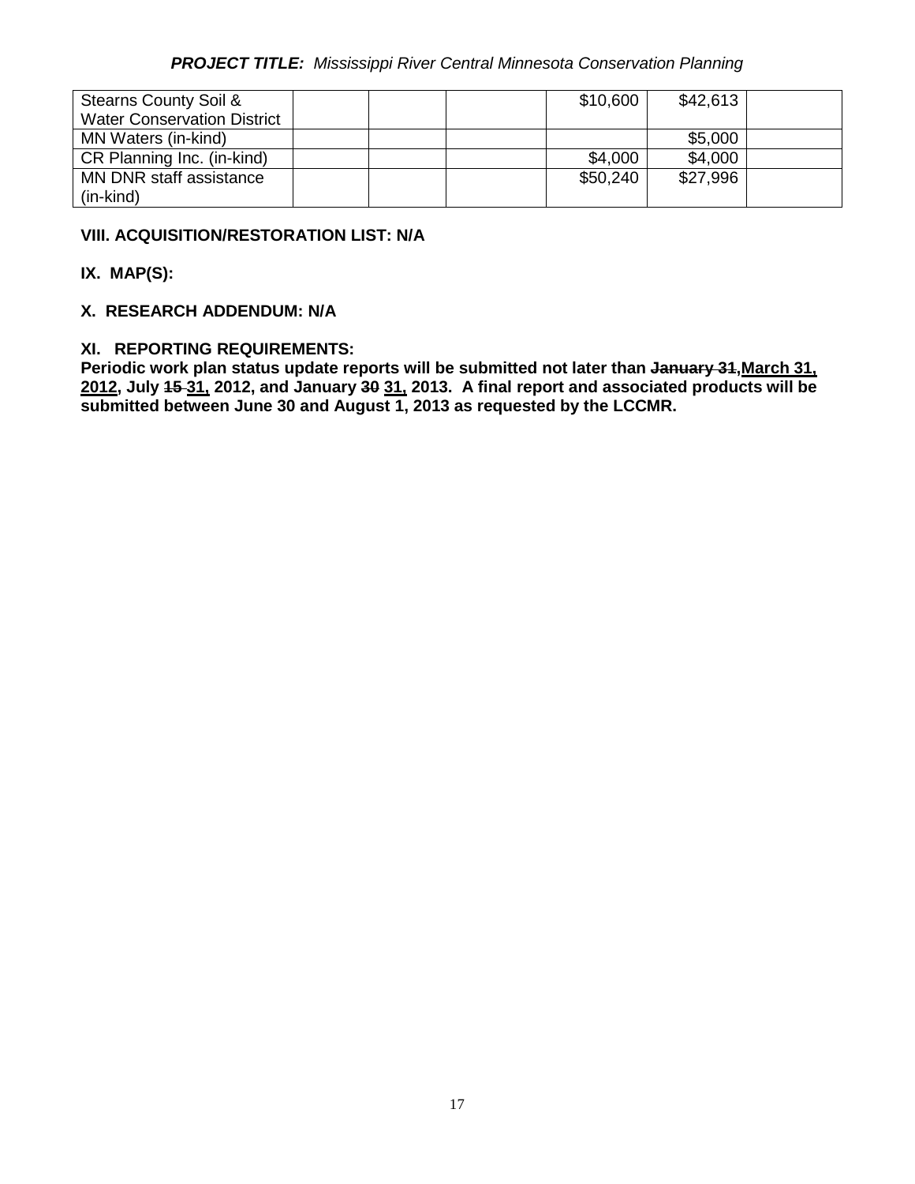| | | | | | | |
|---|---|---|---|---|---|---|
| Stearns County Soil & Water Conservation District | | | | $10,600 | $42,613 | |
| MN Waters (in-kind) | | | | | $5,000 | |
| CR Planning Inc. (in-kind) | | | | $4,000 | $4,000 | |
| MN DNR staff assistance (in-kind) | | | | $50,240 | $27,996 | |

**VIII. ACQUISITION/RESTORATION LIST: N/A**

**IX. MAP(S):**

**X. RESEARCH ADDENDUM: N/A**

**XI. REPORTING REQUIREMENTS:**

**Periodic work plan status update reports will be submitted not later than ~~January 31~~,March 31, 2012, July ~~15~~ 31, 2012, and January ~~30~~ 31, 2013. A final report and associated products will be submitted between June 30 and August 1, 2013 as requested by the LCCMR.**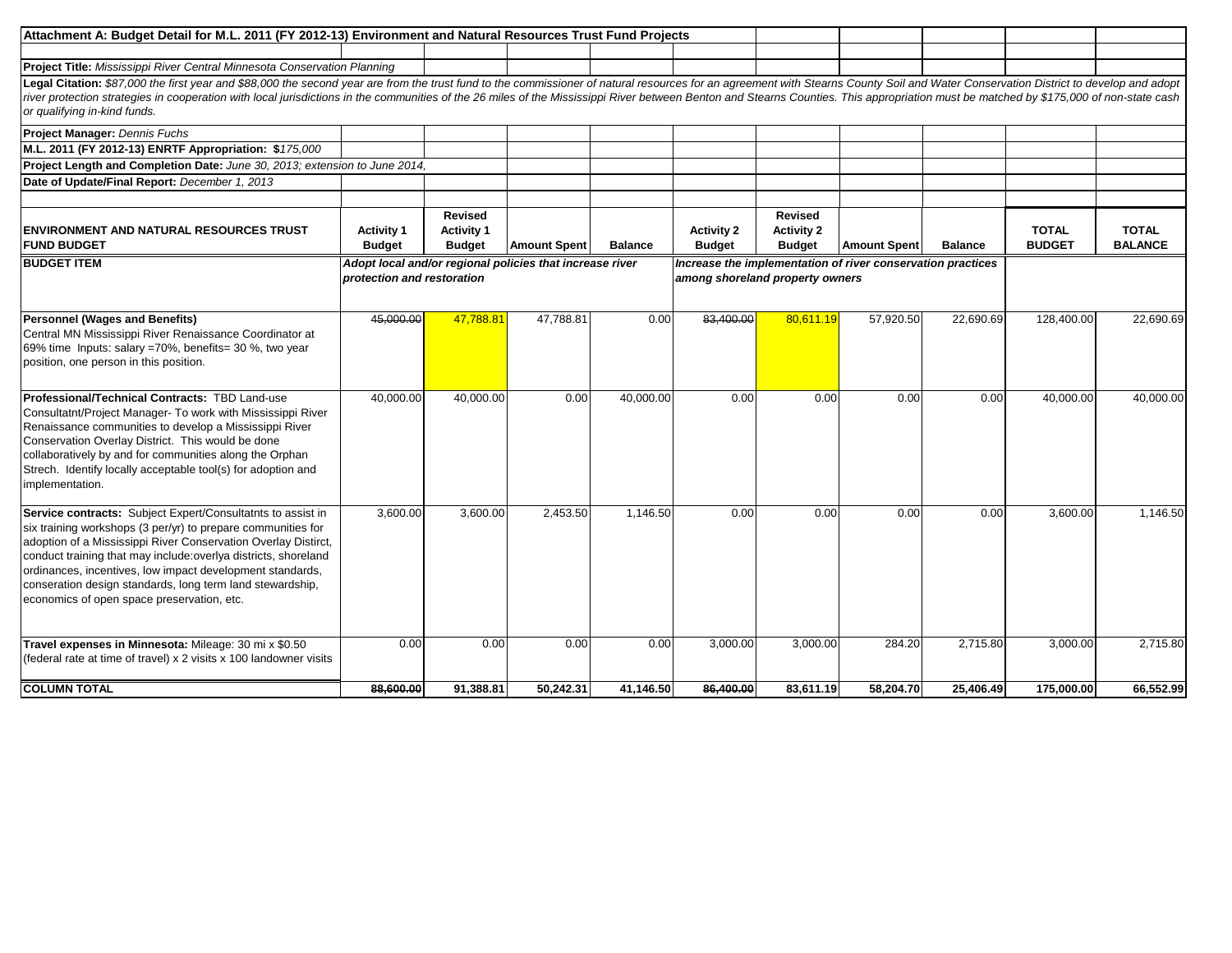**Attachment A: Budget Detail for M.L. 2011 (FY 2012-13) Environment and Natural Resources Trust Fund Projects**

**Project Title:** *Mississippi River Central Minnesota Conservation Planning*

**Legal Citation:** *$87,000 the first year and $88,000 the second year are from the trust fund to the commissioner of natural resources for an agreement with Stearns County Soil and Water Conservation District to develop and adopt river protection strategies in cooperation with local jurisdictions in the communities of the 26 miles of the Mississippi River between Benton and Stearns Counties. This appropriation must be matched by $175,000 of non-state cash or qualifying in-kind funds.*

**Project Manager:** *Dennis Fuchs*

**M.L. 2011 (FY 2012-13) ENRTF Appropriation: $***175,000*

**Project Length and Completion Date:** *June 30, 2013; extension to June 2014,*

**Date of Update/Final Report:** *December 1, 2013*

| ENVIRONMENT AND NATURAL RESOURCES TRUST FUND BUDGET | Activity 1 Budget | Revised Activity 1 Budget | Amount Spent | Balance | Activity 2 Budget | Revised Activity 2 Budget | Amount Spent | Balance | TOTAL BUDGET | TOTAL BALANCE |
|---|---|---|---|---|---|---|---|---|---|---|
| **BUDGET ITEM** | *Adopt local and/or regional policies that increase river protection and restoration* | | | | *Increase the implementation of river conservation practices among shoreland property owners* | | | | | |
| **Personnel (Wages and Benefits)** Central MN Mississippi River Renaissance Coordinator at 69% time Inputs: salary =70%, benefits= 30 %, two year position, one person in this position. | ~~45,000.00~~ | 47,788.81 | 47,788.81 | 0.00 | ~~83,400.00~~ | 80,611.19 | 57,920.50 | 22,690.69 | 128,400.00 | 22,690.69 |
| **Professional/Technical Contracts:** TBD Land-use Consultatnt/Project Manager- To work with Mississippi River Renaissance communities to develop a Mississippi River Conservation Overlay District. This would be done collaboratively by and for communities along the Orphan Strech. Identify locally acceptable tool(s) for adoption and implementation. | 40,000.00 | 40,000.00 | 0.00 | 40,000.00 | 0.00 | 0.00 | 0.00 | 0.00 | 40,000.00 | 40,000.00 |
| **Service contracts:** Subject Expert/Consultatnts to assist in six training workshops (3 per/yr) to prepare communities for adoption of a Mississippi River Conservation Overlay Distirct, conduct training that may include:overlya districts, shoreland ordinances, incentives, low impact development standards, conservation design standards, long term land stewardship, economics of open space preservation, etc. | 3,600.00 | 3,600.00 | 2,453.50 | 1,146.50 | 0.00 | 0.00 | 0.00 | 0.00 | 3,600.00 | 1,146.50 |
| **Travel expenses in Minnesota:** Mileage: 30 mi x $0.50 (federal rate at time of travel) x 2 visits x 100 landowner visits | 0.00 | 0.00 | 0.00 | 0.00 | 3,000.00 | 3,000.00 | 284.20 | 2,715.80 | 3,000.00 | 2,715.80 |
| **COLUMN TOTAL** | ~~**88,600.00**~~ | **91,388.81** | **50,242.31** | **41,146.50** | ~~**86,400.00**~~ | **83,611.19** | **58,204.70** | **25,406.49** | **175,000.00** | **66,552.99** |